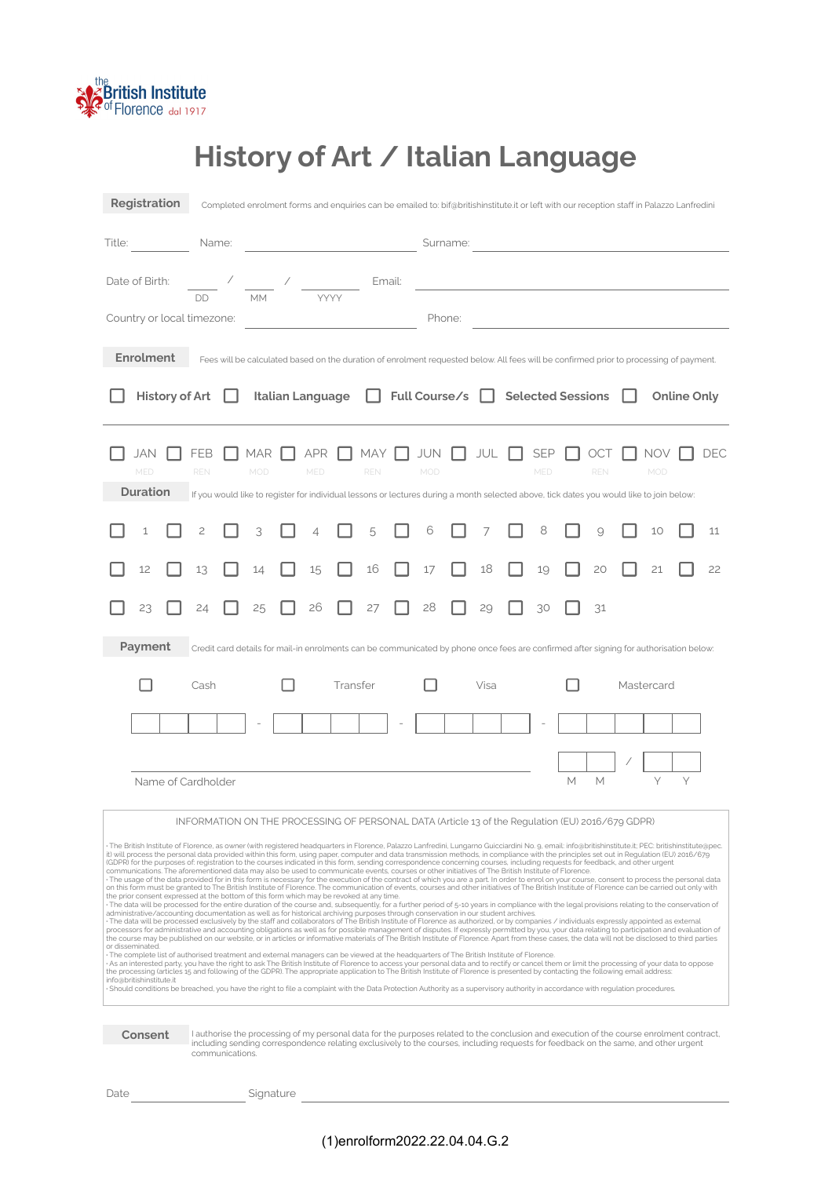the British Institute of Florence dal 1917

# History of Art / Italian Language

**Registration** Completed enrolment forms and enquiries can be emailed to: bif@britishinstitute.it or left with our reception staff in Palazzo Lanfredini

Title: ________ Name: ____________________ Surname: ____________________

Date of Birth: ____ / ____ / ______ Email: ____________________
DD MM YYYY

Country or local timezone: ____________________ Phone: ____________________

**Enrolment** Fees will be calculated based on the duration of enrolment requested below. All fees will be confirmed prior to processing of payment.

☐ **History of Art** ☐ **Italian Language** ☐ **Full Course/s** ☐ **Selected Sessions** ☐ **Online Only**

☐ JAN (MED) ☐ FEB (REN) ☐ MAR (MOD) ☐ APR (MED) ☐ MAY (REN) ☐ JUN (MOD) ☐ JUL ☐ SEP (MED) ☐ OCT (REN) ☐ NOV (MOD) ☐ DEC

**Duration** If you would like to register for individual lessons or lectures during a month selected above, tick dates you would like to join below:

☐ 1 ☐ 2 ☐ 3 ☐ 4 ☐ 5 ☐ 6 ☐ 7 ☐ 8 ☐ 9 ☐ 10 ☐ 11

☐ 12 ☐ 13 ☐ 14 ☐ 15 ☐ 16 ☐ 17 ☐ 18 ☐ 19 ☐ 20 ☐ 21 ☐ 22

☐ 23 ☐ 24 ☐ 25 ☐ 26 ☐ 27 ☐ 28 ☐ 29 ☐ 30 ☐ 31

**Payment** Credit card details for mail-in enrolments can be communicated by phone once fees are confirmed after signing for authorisation below:

☐ Cash ☐ Transfer ☐ Visa ☐ Mastercard

☐☐☐☐ - ☐☐☐☐ - ☐☐☐☐ - ☐☐☐☐

Name of Cardholder ____________________ ☐☐ / ☐☐
M M Y Y

INFORMATION ON THE PROCESSING OF PERSONAL DATA (Article 13 of the Regulation (EU) 2016/679 GDPR)

- The British Institute of Florence, as owner (with registered headquarters in Florence, Palazzo Lanfredini, Lungarno Guicciardini No. 9, email: info@britishinstitute.it; PEC: britishinstitute@pec.it) will process the personal data provided within this form, using paper, computer and data transmission methods, in compliance with the principles set out in Regulation (EU) 2016/679 (GDPR) for the purposes of: registration to the courses indicated in this form, sending correspondence concerning courses, including requests for feedback, and other urgent communications. The aforementioned data may also be used to communicate events, courses or other initiatives of The British Institute of Florence.
- The usage of the data provided for in this form is necessary for the execution of the contract of which you are a part. In order to enrol on your course, consent to process the personal data on this form must be granted to The British Institute of Florence. The communication of events, courses and other initiatives of The British Institute of Florence can be carried out only with the prior consent expressed at the bottom of this form which may be revoked at any time.
- The data will be processed for the entire duration of the course and, subsequently, for a further period of 5-10 years in compliance with the legal provisions relating to the conservation of administrative/accounting documentation as well as for historical archiving purposes through conservation in our student archives.
- The data will be processed exclusively by the staff and collaborators of The British Institute of Florence as authorized, or by companies / individuals expressly appointed as external processors for administrative and accounting obligations as well as for possible management of disputes. If expressly permitted by you, your data relating to participation and evaluation of the course may be published on our website, or in articles or informative materials of The British Institute of Florence. Apart from these cases, the data will not be disclosed to third parties or disseminated.
- The complete list of authorised treatment and external managers can be viewed at the headquarters of The British Institute of Florence.
- As an interested party, you have the right to ask The British Institute of Florence to access your personal data and to rectify or cancel them or limit the processing of your data to oppose the processing (articles 15 and following of the GDPR). The appropriate application to The British Institute of Florence is presented by contacting the following email address: info@britishinstitute.it
- Should conditions be breached, you have the right to file a complaint with the Data Protection Authority as a supervisory authority in accordance with regulation procedures.

**Consent** I authorise the processing of my personal data for the purposes related to the conclusion and execution of the course enrolment contract, including sending correspondence relating exclusively to the courses, including requests for feedback on the same, and other urgent communications.

Date ____________ Signature ____________________

(1)enrolform2022.22.04.04.G.2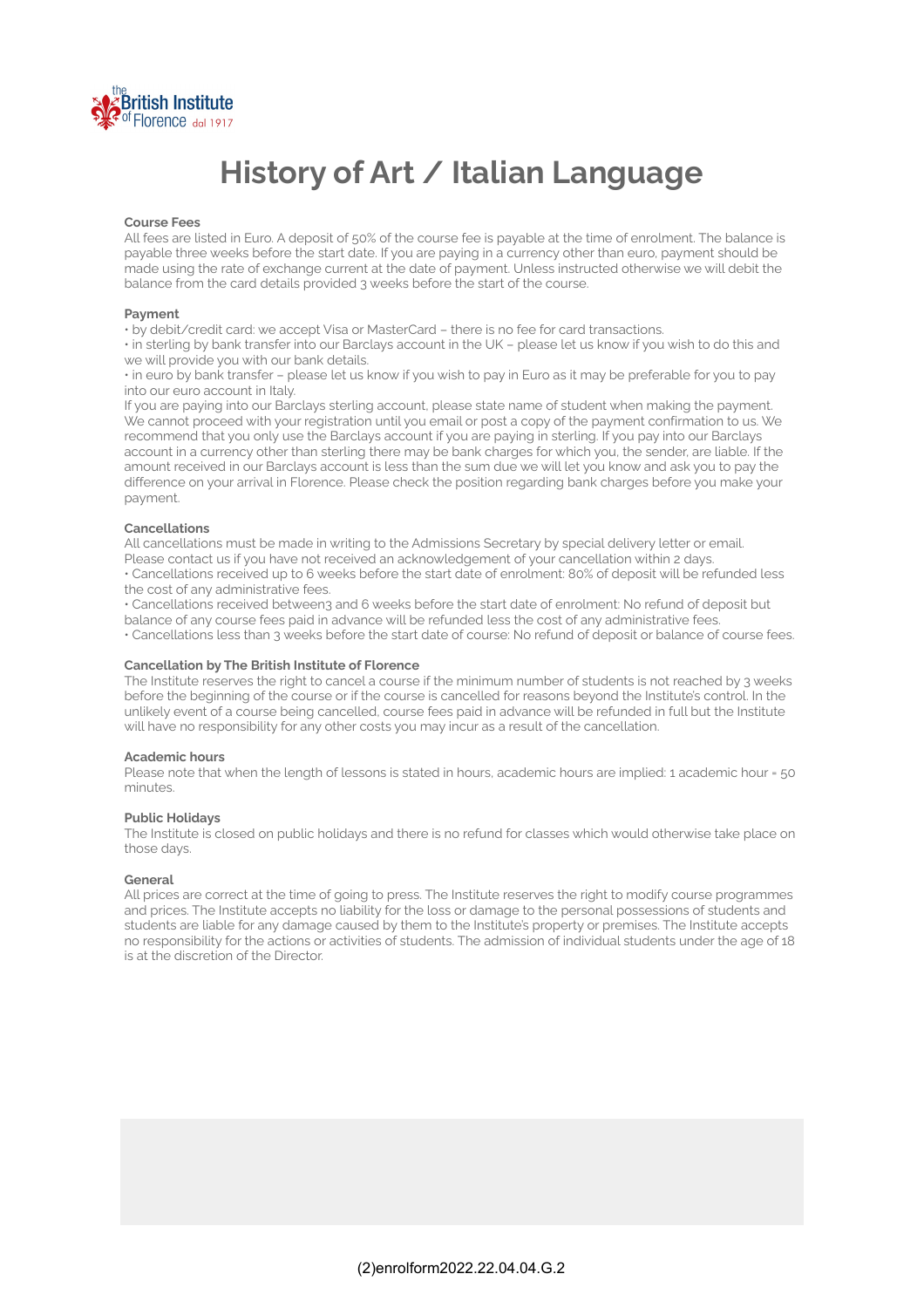# History of Art / Italian Language

### Course Fees

All fees are listed in Euro. A deposit of 50% of the course fee is payable at the time of enrolment. The balance is payable three weeks before the start date. If you are paying in a currency other than euro, payment should be made using the rate of exchange current at the date of payment. Unless instructed otherwise we will debit the balance from the card details provided 3 weeks before the start of the course.

### Payment

- by debit/credit card: we accept Visa or MasterCard – there is no fee for card transactions.
- in sterling by bank transfer into our Barclays account in the UK – please let us know if you wish to do this and we will provide you with our bank details.
- in euro by bank transfer – please let us know if you wish to pay in Euro as it may be preferable for you to pay into our euro account in Italy.

If you are paying into our Barclays sterling account, please state name of student when making the payment. We cannot proceed with your registration until you email or post a copy of the payment confirmation to us. We recommend that you only use the Barclays account if you are paying in sterling. If you pay into our Barclays account in a currency other than sterling there may be bank charges for which you, the sender, are liable. If the amount received in our Barclays account is less than the sum due we will let you know and ask you to pay the difference on your arrival in Florence. Please check the position regarding bank charges before you make your payment.

### Cancellations

All cancellations must be made in writing to the Admissions Secretary by special delivery letter or email. Please contact us if you have not received an acknowledgement of your cancellation within 2 days.

- Cancellations received up to 6 weeks before the start date of enrolment: 80% of deposit will be refunded less the cost of any administrative fees.
- Cancellations received between3 and 6 weeks before the start date of enrolment: No refund of deposit but balance of any course fees paid in advance will be refunded less the cost of any administrative fees.
- Cancellations less than 3 weeks before the start date of course: No refund of deposit or balance of course fees.

### Cancellation by The British Institute of Florence

The Institute reserves the right to cancel a course if the minimum number of students is not reached by 3 weeks before the beginning of the course or if the course is cancelled for reasons beyond the Institute's control. In the unlikely event of a course being cancelled, course fees paid in advance will be refunded in full but the Institute will have no responsibility for any other costs you may incur as a result of the cancellation.

### Academic hours

Please note that when the length of lessons is stated in hours, academic hours are implied: 1 academic hour = 50 minutes.

### Public Holidays

The Institute is closed on public holidays and there is no refund for classes which would otherwise take place on those days.

### General

All prices are correct at the time of going to press. The Institute reserves the right to modify course programmes and prices. The Institute accepts no liability for the loss or damage to the personal possessions of students and students are liable for any damage caused by them to the Institute's property or premises. The Institute accepts no responsibility for the actions or activities of students. The admission of individual students under the age of 18 is at the discretion of the Director.

(2)enrolform2022.22.04.04.G.2